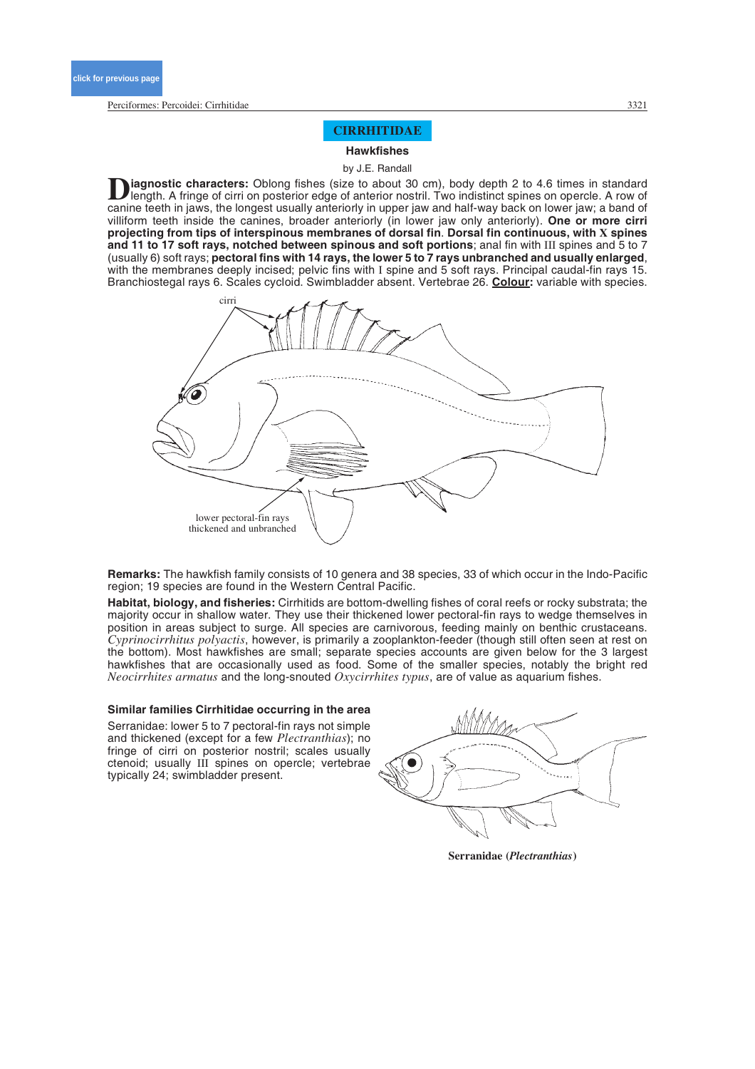# CIRRHITIDAE

## Hawkfishes

by J.E. Randall

**Diagnostic characters:** Oblong fishes (size to about 30 cm), body depth 2 to 4.6 times in standard length. A fringe of cirri on posterior edge of anterior nostril. Two indistinct spines on opercle. A row of canine teeth in jaws, the longest usually anteriorly in upper jaw and half-way back on lower jaw; a band of villiform teeth inside the canines, broader anteriorly (in lower jaw only anteriorly). **One or more cirri projecting from tips of interspinous membranes of dorsal fin**. **Dorsal fin continuous, with X spines and 11 to 17 soft rays, notched between spinous and soft portions**; anal fin with III spines and 5 to 7 (usually 6) soft rays; **pectoral fins with 14 rays, the lower 5 to 7 rays unbranched and usually enlarged**, with the membranes deeply incised; pelvic fins with I spine and 5 soft rays. Principal caudal-fin rays 15. Branchiostegal rays 6. Scales cycloid. Swimbladder absent. Vertebrae 26. **Colour:** variable with species.

cirri

lower pectoral-fin rays thickened and unbranched

**Remarks:** The hawkfish family consists of 10 genera and 38 species, 33 of which occur in the Indo-Pacific region; 19 species are found in the Western Central Pacific.

**Habitat, biology, and fisheries:** Cirrhitids are bottom-dwelling fishes of coral reefs or rocky substrata; the majority occur in shallow water. They use their thickened lower pectoral-fin rays to wedge themselves in position in areas subject to surge. All species are carnivorous, feeding mainly on benthic crustaceans. *Cyprinocirrhitus polyactis*, however, is primarily a zooplankton-feeder (though still often seen at rest on the bottom). Most hawkfishes are small; separate species accounts are given below for the 3 largest hawkfishes that are occasionally used as food. Some of the smaller species, notably the bright red *Neocirrhites armatus* and the long-snouted *Oxycirrhites typus*, are of value as aquarium fishes.

### Similar families Cirrhitidae occurring in the area

Serranidae: lower 5 to 7 pectoral-fin rays not simple and thickened (except for a few *Plectranthias*); no fringe of cirri on posterior nostril; scales usually ctenoid; usually III spines on opercle; vertebrae typically 24; swimbladder present.

**Serranidae (*Plectranthias*)**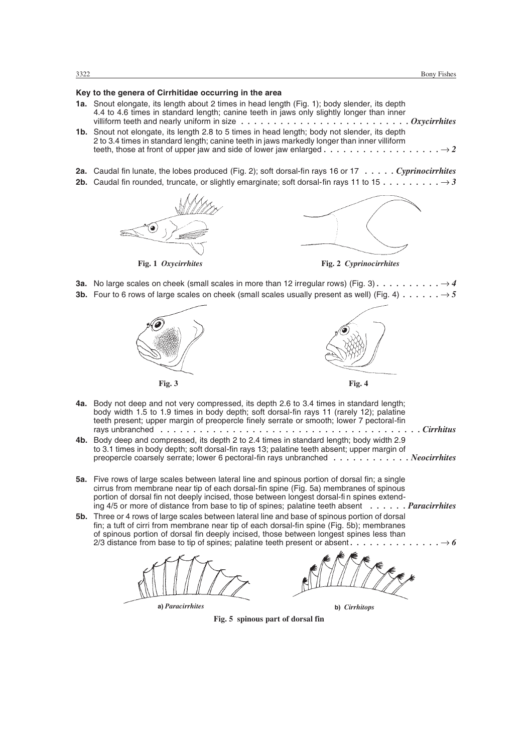**Key to the genera of Cirrhitidae occurring in the area**

**1a.** Snout elongate, its length about 2 times in head length (Fig. 1); body slender, its depth 4.4 to 4.6 times in standard length; canine teeth in jaws only slightly longer than inner villiform teeth and nearly uniform in size . . . . . . . . . . . . . . . . . . . . . . . . . ***Oxycirrhites***

**1b.** Snout not elongate, its length 2.8 to 5 times in head length; body not slender, its depth 2 to 3.4 times in standard length; canine teeth in jaws markedly longer than inner villiform teeth, those at front of upper jaw and side of lower jaw enlarged . . . . . . . . . . . . . . . . . . → ***2***

**2a.** Caudal fin lunate, the lobes produced (Fig. 2); soft dorsal-fin rays 16 or 17 . . . . . ***Cyprinocirrhites***

**2b.** Caudal fin rounded, truncate, or slightly emarginate; soft dorsal-fin rays 11 to 15 . . . . . . . . . → ***3***

**Fig. 1** ***Oxycirrhites***

**Fig. 2** ***Cyprinocirrhites***

**3a.** No large scales on cheek (small scales in more than 12 irregular rows) (Fig. 3) . . . . . . . . . . → ***4***

**3b.** Four to 6 rows of large scales on cheek (small scales usually present as well) (Fig. 4) . . . . . . → ***5***

**Fig. 3**

**Fig. 4**

**4a.** Body not deep and not very compressed, its depth 2.6 to 3.4 times in standard length; body width 1.5 to 1.9 times in body depth; soft dorsal-fin rays 11 (rarely 12); palatine teeth present; upper margin of preopercle finely serrate or smooth; lower 7 pectoral-fin rays unbranched . . . . . . . . . . . . . . . . . . . . . . . . . . . . . . . . . . . . . . . ***Cirrhitus***

**4b.** Body deep and compressed, its depth 2 to 2.4 times in standard length; body width 2.9 to 3.1 times in body depth; soft dorsal-fin rays 13; palatine teeth absent; upper margin of preopercle coarsely serrate; lower 6 pectoral-fin rays unbranched . . . . . . . . . . . ***Neocirrhites***

**5a.** Five rows of large scales between lateral line and spinous portion of dorsal fin; a single cirrus from membrane near tip of each dorsal-fin spine (Fig. 5a) membranes of spinous portion of dorsal fin not deeply incised, those between longest dorsal-fin spines extending 4/5 or more of distance from base to tip of spines; palatine teeth absent . . . . . . ***Paracirrhites***

**5b.** Three or 4 rows of large scales between lateral line and base of spinous portion of dorsal fin; a tuft of cirri from membrane near tip of each dorsal-fin spine (Fig. 5b); membranes of spinous portion of dorsal fin deeply incised, those between longest spines less than 2/3 distance from base to tip of spines; palatine teeth present or absent . . . . . . . . . . . . . → ***6***

**a)** ***Paracirrhites*** **b)** ***Cirrhitops***

**Fig. 5 spinous part of dorsal fin**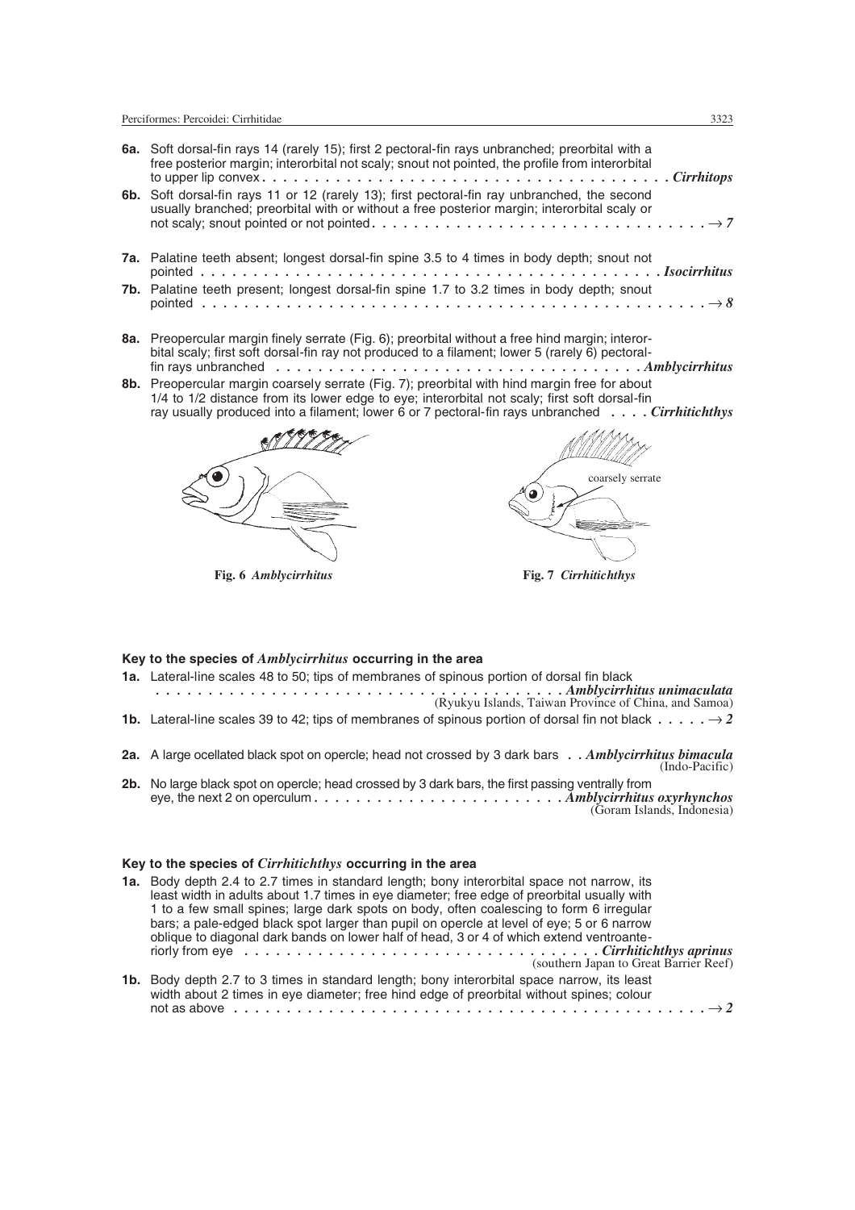**6a.** Soft dorsal-fin rays 14 (rarely 15); first 2 pectoral-fin rays unbranched; preorbital with a free posterior margin; interorbital not scaly; snout not pointed, the profile from interorbital to upper lip convex . . . . . . . . . . . . . . . . . . . . . . . . . . . . . . . . . . . . . . . ***Cirrhitops***

**6b.** Soft dorsal-fin rays 11 or 12 (rarely 13); first pectoral-fin ray unbranched, the second usually branched; preorbital with or without a free posterior margin; interorbital scaly or not scaly; snout pointed or not pointed . . . . . . . . . . . . . . . . . . . . . . . . . . . . . . . . → ***7***

**7a.** Palatine teeth absent; longest dorsal-fin spine 3.5 to 4 times in body depth; snout not pointed . . . . . . . . . . . . . . . . . . . . . . . . . . . . . . . . . . . . . . . . . . . . . ***Isocirrhitus***

**7b.** Palatine teeth present; longest dorsal-fin spine 1.7 to 3.2 times in body depth; snout pointed . . . . . . . . . . . . . . . . . . . . . . . . . . . . . . . . . . . . . . . . . . . . . . . . → ***8***

**8a.** Preopercular margin finely serrate (Fig. 6); preorbital without a free hind margin; interorbital scaly; first soft dorsal-fin ray not produced to a filament; lower 5 (rarely 6) pectoral-fin rays unbranched . . . . . . . . . . . . . . . . . . . . . . . . . . . . . . . . . . ***Amblycirrhitus***

**8b.** Preopercular margin coarsely serrate (Fig. 7); preorbital with hind margin free for about 1/4 to 1/2 distance from its lower edge to eye; interorbital not scaly; first soft dorsal-fin ray usually produced into a filament; lower 6 or 7 pectoral-fin rays unbranched . . . . ***Cirrhitichthys***

**Fig. 6** ***Amblycirrhitus***

coarsely serrate

**Fig. 7** ***Cirrhitichthys***

### Key to the species of *Amblycirrhitus* occurring in the area

**1a.** Lateral-line scales 48 to 50; tips of membranes of spinous portion of dorsal fin black . . . . . . . . . . . . . . . . . . . . . . . . . . . . . . . . . . . . . . . ***Amblycirrhitus unimaculata*** (Ryukyu Islands, Taiwan Province of China, and Samoa)

**1b.** Lateral-line scales 39 to 42; tips of membranes of spinous portion of dorsal fin not black . . . . . → ***2***

**2a.** A large ocellated black spot on opercle; head not crossed by 3 dark bars . . ***Amblycirrhitus bimacula*** (Indo-Pacific)

**2b.** No large black spot on opercle; head crossed by 3 dark bars, the first passing ventrally from eye, the next 2 on operculum . . . . . . . . . . . . . . . . . . . . . . . ***Amblycirrhitus oxyrhynchos*** (Goram Islands, Indonesia)

### Key to the species of *Cirrhitichthys* occurring in the area

**1a.** Body depth 2.4 to 2.7 times in standard length; bony interorbital space not narrow, its least width in adults about 1.7 times in eye diameter; free edge of preorbital usually with 1 to a few small spines; large dark spots on body, often coalescing to form 6 irregular bars; a pale-edged black spot larger than pupil on opercle at level of eye; 5 or 6 narrow oblique to diagonal dark bands on lower half of head, 3 or 4 of which extend ventroanteriorly from eye . . . . . . . . . . . . . . . . . . . . . . . . . . . . . . . . ***Cirrhitichthys aprinus*** (southern Japan to Great Barrier Reef)

**1b.** Body depth 2.7 to 3 times in standard length; bony interorbital space narrow, its least width about 2 times in eye diameter; free hind edge of preorbital without spines; colour not as above . . . . . . . . . . . . . . . . . . . . . . . . . . . . . . . . . . . . . . . . . . . . . . → ***2***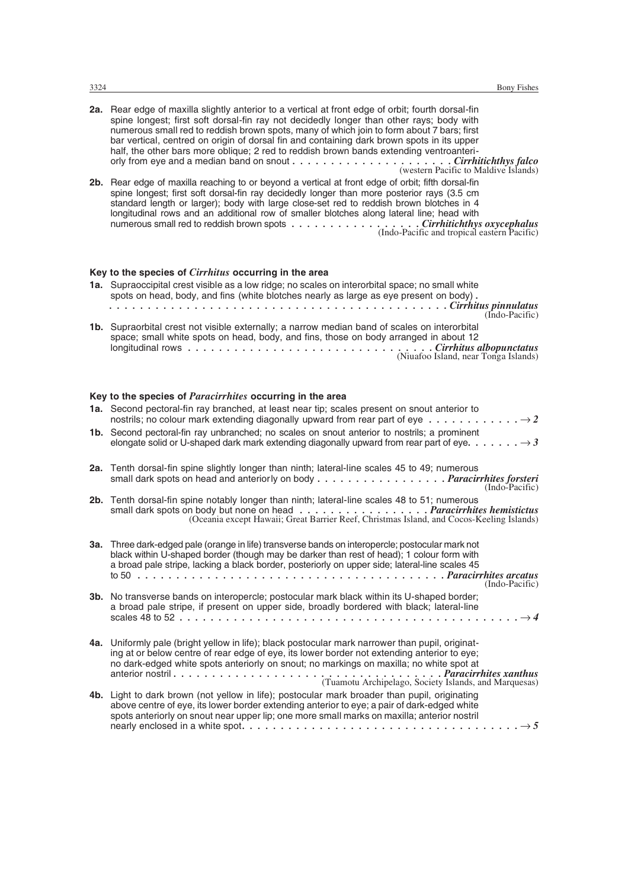**2a.** Rear edge of maxilla slightly anterior to a vertical at front edge of orbit; fourth dorsal-fin spine longest; first soft dorsal-fin ray not decidedly longer than other rays; body with numerous small red to reddish brown spots, many of which join to form about 7 bars; first bar vertical, centred on origin of dorsal fin and containing dark brown spots in its upper half, the other bars more oblique; 2 red to reddish brown bands extending ventroanteriorly from eye and a median band on snout . . . . . . . . . . . . . . . . . . . . . ***Cirrhitichthys falco*** (western Pacific to Maldive Islands)

**2b.** Rear edge of maxilla reaching to or beyond a vertical at front edge of orbit; fifth dorsal-fin spine longest; first soft dorsal-fin ray decidedly longer than more posterior rays (3.5 cm standard length or larger); body with large close-set red to reddish brown blotches in 4 longitudinal rows and an additional row of smaller blotches along lateral line; head with numerous small red to reddish brown spots . . . . . . . . . . . . . . . . ***Cirrhitichthys oxycephalus*** (Indo-Pacific and tropical eastern Pacific)

### Key to the species of *Cirrhitus* occurring in the area

**1a.** Supraoccipital crest visible as a low ridge; no scales on interorbital space; no small white spots on head, body, and fins (white blotches nearly as large as eye present on body) . . . . . . . . . . . . . . . . . . . . . . . . . . . . . . . . . . . . . . . . . . . . ***Cirrhitus pinnulatus*** (Indo-Pacific)

**1b.** Supraorbital crest not visible externally; a narrow median band of scales on interorbital space; small white spots on head, body, and fins, those on body arranged in about 12 longitudinal rows . . . . . . . . . . . . . . . . . . . . . . . . . . . . . . ***Cirrhitus albopunctatus*** (Niuafoo Island, near Tonga Islands)

### Key to the species of *Paracirrhites* occurring in the area

**1a.** Second pectoral-fin ray branched, at least near tip; scales present on snout anterior to nostrils; no colour mark extending diagonally upward from rear part of eye . . . . . . . . . . . . → *2*

**1b.** Second pectoral-fin ray unbranched; no scales on snout anterior to nostrils; a prominent elongate solid or U-shaped dark mark extending diagonally upward from rear part of eye. . . . . . . → *3*

**2a.** Tenth dorsal-fin spine slightly longer than ninth; lateral-line scales 45 to 49; numerous small dark spots on head and anteriorly on body . . . . . . . . . . . . . . . . . ***Paracirrhites forsteri*** (Indo-Pacific)

**2b.** Tenth dorsal-fin spine notably longer than ninth; lateral-line scales 48 to 51; numerous small dark spots on body but none on head . . . . . . . . . . . . . . . . . ***Paracirrhites hemistictus*** (Oceania except Hawaii; Great Barrier Reef, Christmas Island, and Cocos-Keeling Islands)

**3a.** Three dark-edged pale (orange in life) transverse bands on interopercle; postocular mark not black within U-shaped border (though may be darker than rest of head); 1 colour form with a broad pale stripe, lacking a black border, posteriorly on upper side; lateral-line scales 45 to 50 . . . . . . . . . . . . . . . . . . . . . . . . . . . . . . . . . . . . . . . . ***Paracirrhites arcatus*** (Indo-Pacific)

**3b.** No transverse bands on interopercle; postocular mark black within its U-shaped border; a broad pale stripe, if present on upper side, broadly bordered with black; lateral-line scales 48 to 52 . . . . . . . . . . . . . . . . . . . . . . . . . . . . . . . . . . . . . . . . . . . . → *4*

**4a.** Uniformly pale (bright yellow in life); black postocular mark narrower than pupil, originating at or below centre of rear edge of eye, its lower border not extending anterior to eye; no dark-edged white spots anteriorly on snout; no markings on maxilla; no white spot at anterior nostril . . . . . . . . . . . . . . . . . . . . . . . . . . . . . . . . . . ***Paracirrhites xanthus*** (Tuamotu Archipelago, Society Islands, and Marquesas)

**4b.** Light to dark brown (not yellow in life); postocular mark broader than pupil, originating above centre of eye, its lower border extending anterior to eye; a pair of dark-edged white spots anteriorly on snout near upper lip; one more small marks on maxilla; anterior nostril nearly enclosed in a white spot. . . . . . . . . . . . . . . . . . . . . . . . . . . . . . . . . . . → *5*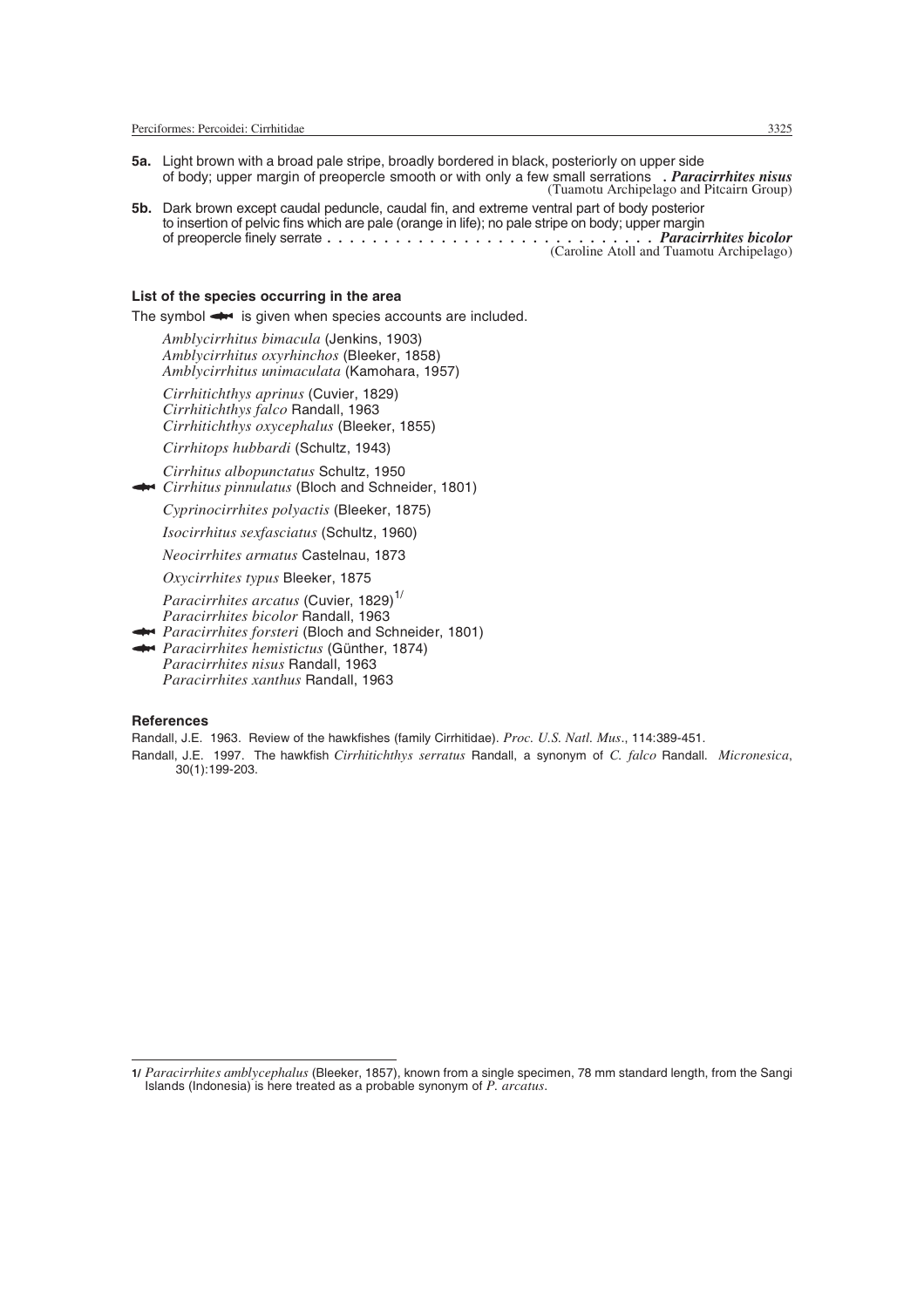**5a.** Light brown with a broad pale stripe, broadly bordered in black, posteriorly on upper side of body; upper margin of preopercle smooth or with only a few small serrations . ***Paracirrhites nisus*** (Tuamotu Archipelago and Pitcairn Group)

**5b.** Dark brown except caudal peduncle, caudal fin, and extreme ventral part of body posterior to insertion of pelvic fins which are pale (orange in life); no pale stripe on body; upper margin of preopercle finely serrate . . . . . . . . . . . . . . . . . . . . . . . . . . . . . ***Paracirrhites bicolor*** (Caroline Atoll and Tuamotu Archipelago)

### List of the species occurring in the area

The symbol ◄► is given when species accounts are included.

*Amblycirrhitus bimacula* (Jenkins, 1903)
*Amblycirrhitus oxyrhinchos* (Bleeker, 1858)
*Amblycirrhitus unimaculata* (Kamohara, 1957)

*Cirrhitichthys aprinus* (Cuvier, 1829)
*Cirrhitichthys falco* Randall, 1963
*Cirrhitichthys oxycephalus* (Bleeker, 1855)

*Cirrhitops hubbardi* (Schultz, 1943)

*Cirrhitus albopunctatus* Schultz, 1950
◄► *Cirrhitus pinnulatus* (Bloch and Schneider, 1801)

*Cyprinocirrhites polyactis* (Bleeker, 1875)

*Isocirrhitus sexfasciatus* (Schultz, 1960)

*Neocirrhites armatus* Castelnau, 1873

*Oxycirrhites typus* Bleeker, 1875

*Paracirrhites arcatus* (Cuvier, 1829)[1/]
*Paracirrhites bicolor* Randall, 1963
◄► *Paracirrhites forsteri* (Bloch and Schneider, 1801)
◄► *Paracirrhites hemistictus* (Günther, 1874)
*Paracirrhites nisus* Randall, 1963
*Paracirrhites xanthus* Randall, 1963

### References

Randall, J.E. 1963. Review of the hawkfishes (family Cirrhitidae). *Proc. U.S. Natl. Mus*., 114:389-451.

Randall, J.E. 1997. The hawkfish *Cirrhitichthys serratus* Randall, a synonym of *C. falco* Randall. *Micronesica*, 30(1):199-203.

---

1/ *Paracirrhites amblycephalus* (Bleeker, 1857), known from a single specimen, 78 mm standard length, from the Sangi Islands (Indonesia) is here treated as a probable synonym of *P. arcatus*.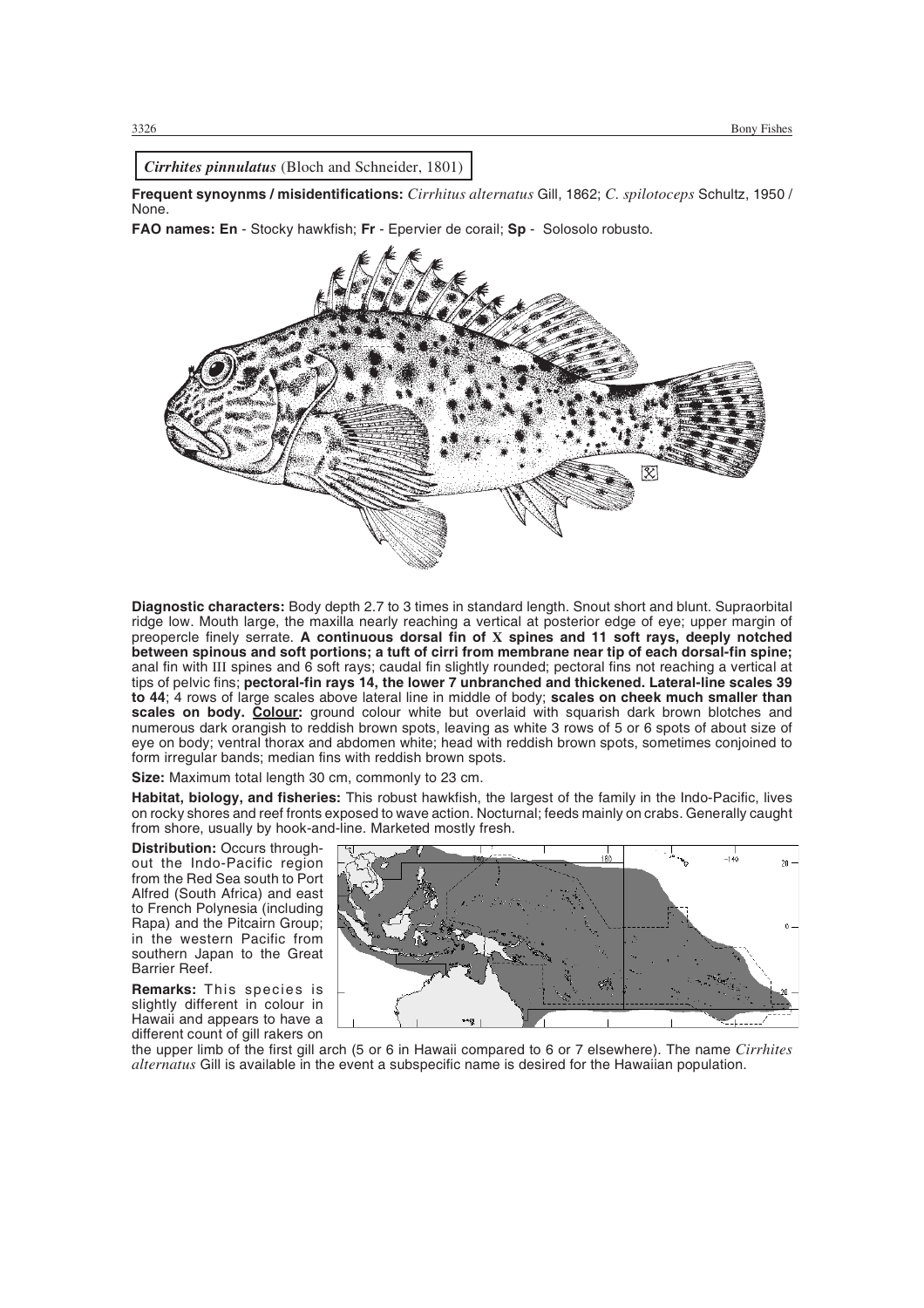## *Cirrhites pinnulatus* (Bloch and Schneider, 1801)

**Frequent synoynms / misidentifications:** *Cirrhitus alternatus* Gill, 1862; *C. spilotoceps* Schultz, 1950 / None.

**FAO names: En** - Stocky hawkfish; **Fr** - Epervier de corail; **Sp** - Solosolo robusto.

**Diagnostic characters:** Body depth 2.7 to 3 times in standard length. Snout short and blunt. Supraorbital ridge low. Mouth large, the maxilla nearly reaching a vertical at posterior edge of eye; upper margin of preopercle finely serrate. **A continuous dorsal fin of X spines and 11 soft rays, deeply notched between spinous and soft portions; a tuft of cirri from membrane near tip of each dorsal-fin spine;** anal fin with III spines and 6 soft rays; caudal fin slightly rounded; pectoral fins not reaching a vertical at tips of pelvic fins; **pectoral-fin rays 14, the lower 7 unbranched and thickened. Lateral-line scales 39 to 44**; 4 rows of large scales above lateral line in middle of body; **scales on cheek much smaller than scales on body. Colour:** ground colour white but overlaid with squarish dark brown blotches and numerous dark orangish to reddish brown spots, leaving as white 3 rows of 5 or 6 spots of about size of eye on body; ventral thorax and abdomen white; head with reddish brown spots, sometimes conjoined to form irregular bands; median fins with reddish brown spots.

**Size:** Maximum total length 30 cm, commonly to 23 cm.

**Habitat, biology, and fisheries:** This robust hawkfish, the largest of the family in the Indo-Pacific, lives on rocky shores and reef fronts exposed to wave action. Nocturnal; feeds mainly on crabs. Generally caught from shore, usually by hook-and-line. Marketed mostly fresh.

**Distribution:** Occurs throughout the Indo-Pacific region from the Red Sea south to Port Alfred (South Africa) and east to French Polynesia (including Rapa) and the Pitcairn Group; in the western Pacific from southern Japan to the Great Barrier Reef.

**Remarks:** This species is slightly different in colour in Hawaii and appears to have a different count of gill rakers on the upper limb of the first gill arch (5 or 6 in Hawaii compared to 6 or 7 elsewhere). The name *Cirrhites alternatus* Gill is available in the event a subspecific name is desired for the Hawaiian population.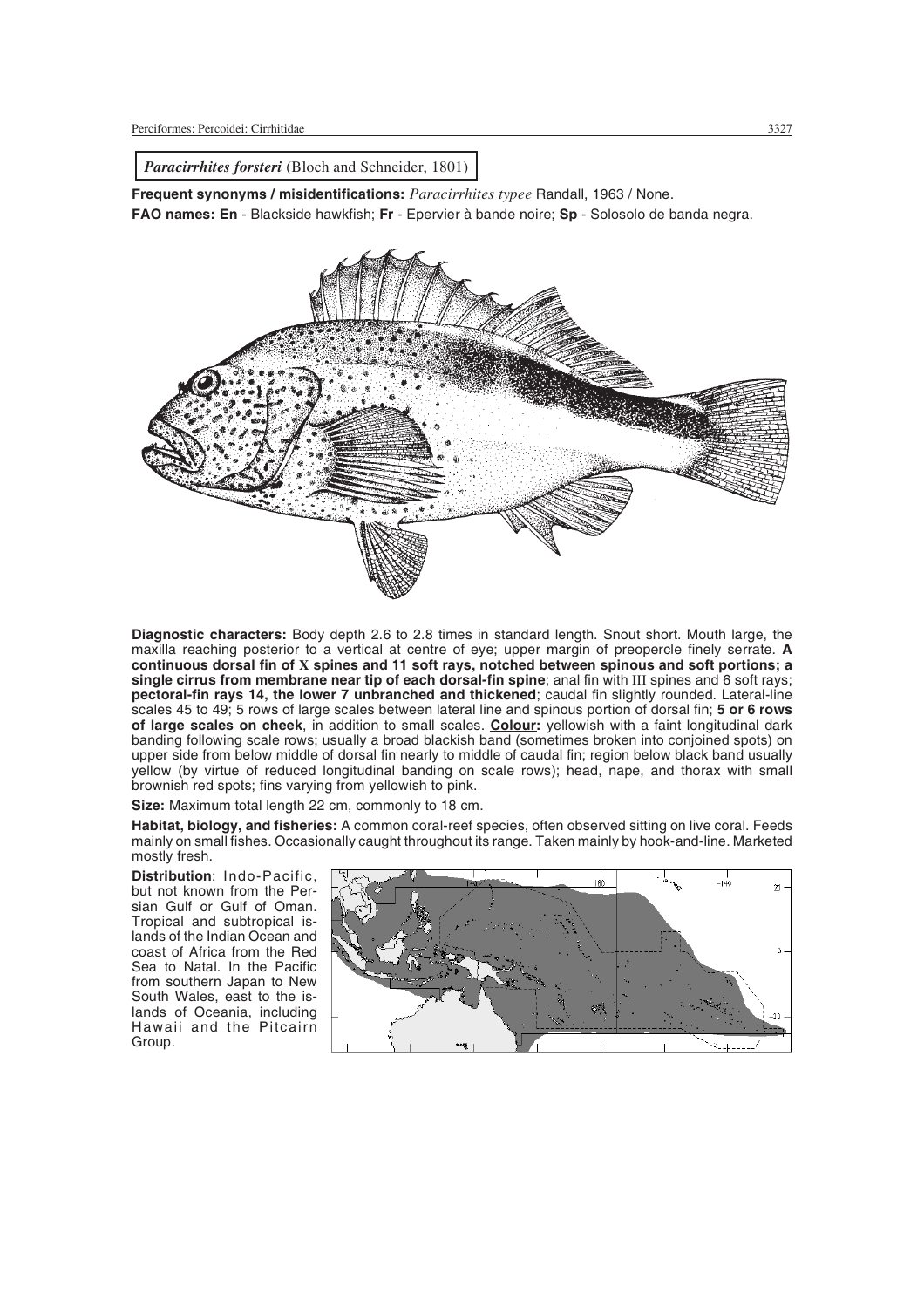***Paracirrhites forsteri*** (Bloch and Schneider, 1801)

**Frequent synonyms / misidentifications:** *Paracirrhites typee* Randall, 1963 / None.

**FAO names: En** - Blackside hawkfish; **Fr** - Epervier à bande noire; **Sp** - Solosolo de banda negra.

**Diagnostic characters:** Body depth 2.6 to 2.8 times in standard length. Snout short. Mouth large, the maxilla reaching posterior to a vertical at centre of eye; upper margin of preopercle finely serrate. **A continuous dorsal fin of X spines and 11 soft rays, notched between spinous and soft portions; a single cirrus from membrane near tip of each dorsal-fin spine**; anal fin with III spines and 6 soft rays; **pectoral-fin rays 14, the lower 7 unbranched and thickened**; caudal fin slightly rounded. Lateral-line scales 45 to 49; 5 rows of large scales between lateral line and spinous portion of dorsal fin; **5 or 6 rows of large scales on cheek**, in addition to small scales. **Colour:** yellowish with a faint longitudinal dark banding following scale rows; usually a broad blackish band (sometimes broken into conjoined spots) on upper side from below middle of dorsal fin nearly to middle of caudal fin; region below black band usually yellow (by virtue of reduced longitudinal banding on scale rows); head, nape, and thorax with small brownish red spots; fins varying from yellowish to pink.

**Size:** Maximum total length 22 cm, commonly to 18 cm.

**Habitat, biology, and fisheries:** A common coral-reef species, often observed sitting on live coral. Feeds mainly on small fishes. Occasionally caught throughout its range. Taken mainly by hook-and-line. Marketed mostly fresh.

**Distribution**: Indo-Pacific, but not known from the Persian Gulf or Gulf of Oman. Tropical and subtropical islands of the Indian Ocean and coast of Africa from the Red Sea to Natal. In the Pacific from southern Japan to New South Wales, east to the islands of Oceania, including Hawaii and the Pitcairn Group.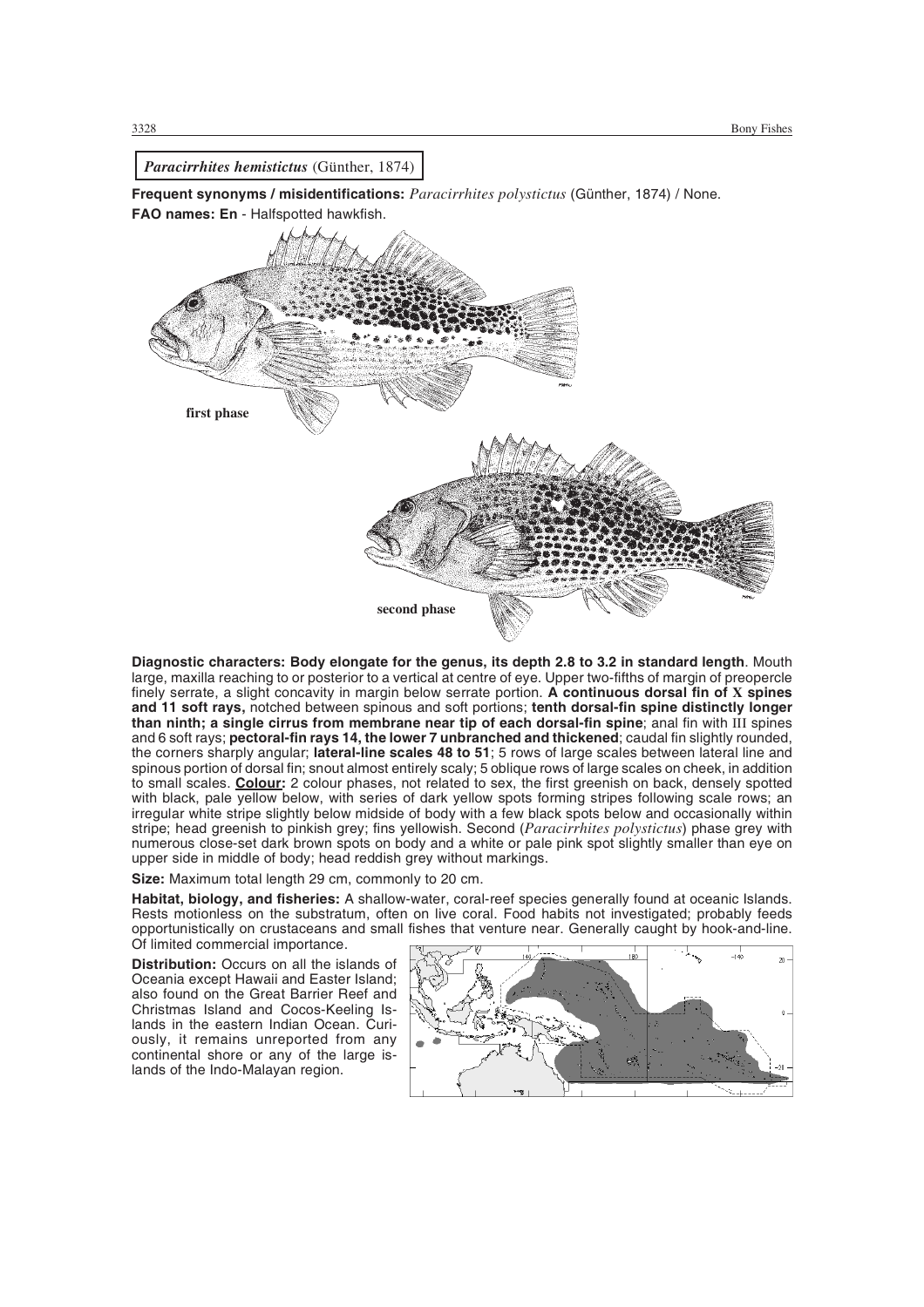*Paracirrhites hemistictus* (Günther, 1874)

**Frequent synonyms / misidentifications:** *Paracirrhites polystictus* (Günther, 1874) / None.

**FAO names: En** - Halfspotted hawkfish.

first phase

second phase

**Diagnostic characters: Body elongate for the genus, its depth 2.8 to 3.2 in standard length**. Mouth large, maxilla reaching to or posterior to a vertical at centre of eye. Upper two-fifths of margin of preopercle finely serrate, a slight concavity in margin below serrate portion. **A continuous dorsal fin of X spines and 11 soft rays,** notched between spinous and soft portions; **tenth dorsal-fin spine distinctly longer than ninth; a single cirrus from membrane near tip of each dorsal-fin spine**; anal fin with III spines and 6 soft rays; **pectoral-fin rays 14, the lower 7 unbranched and thickened**; caudal fin slightly rounded, the corners sharply angular; **lateral-line scales 48 to 51**; 5 rows of large scales between lateral line and spinous portion of dorsal fin; snout almost entirely scaly; 5 oblique rows of large scales on cheek, in addition to small scales. **Colour:** 2 colour phases, not related to sex, the first greenish on back, densely spotted with black, pale yellow below, with series of dark yellow spots forming stripes following scale rows; an irregular white stripe slightly below midside of body with a few black spots below and occasionally within stripe; head greenish to pinkish grey; fins yellowish. Second (*Paracirrhites polystictus*) phase grey with numerous close-set dark brown spots on body and a white or pale pink spot slightly smaller than eye on upper side in middle of body; head reddish grey without markings.

**Size:** Maximum total length 29 cm, commonly to 20 cm.

**Habitat, biology, and fisheries:** A shallow-water, coral-reef species generally found at oceanic Islands. Rests motionless on the substratum, often on live coral. Food habits not investigated; probably feeds opportunistically on crustaceans and small fishes that venture near. Generally caught by hook-and-line. Of limited commercial importance.

**Distribution:** Occurs on all the islands of Oceania except Hawaii and Easter Island; also found on the Great Barrier Reef and Christmas Island and Cocos-Keeling Islands in the eastern Indian Ocean. Curiously, it remains unreported from any continental shore or any of the large islands of the Indo-Malayan region.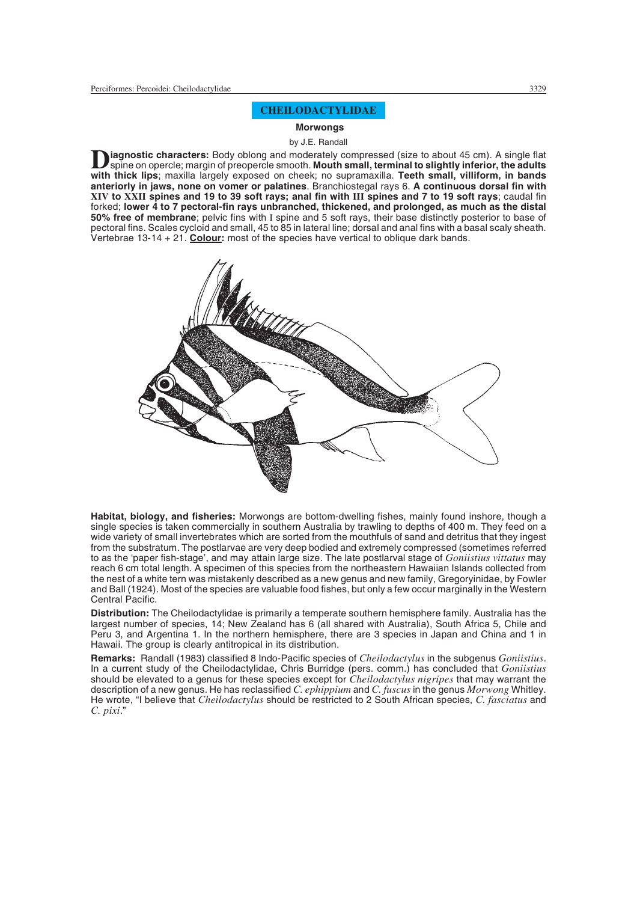## CHEILODACTYLIDAE

### Morwongs

by J.E. Randall

**Diagnostic characters:** Body oblong and moderately compressed (size to about 45 cm). A single flat spine on opercle; margin of preopercle smooth. **Mouth small, terminal to slightly inferior, the adults with thick lips**; maxilla largely exposed on cheek; no supramaxilla. **Teeth small, villiform, in bands anteriorly in jaws, none on vomer or palatines**. Branchiostegal rays 6. **A continuous dorsal fin with XIV to XXII spines and 19 to 39 soft rays; anal fin with III spines and 7 to 19 soft rays**; caudal fin forked; **lower 4 to 7 pectoral-fin rays unbranched, thickened, and prolonged, as much as the distal 50% free of membrane**; pelvic fins with I spine and 5 soft rays, their base distinctly posterior to base of pectoral fins. Scales cycloid and small, 45 to 85 in lateral line; dorsal and anal fins with a basal scaly sheath. Vertebrae 13-14 + 21. **Colour:** most of the species have vertical to oblique dark bands.

**Habitat, biology, and fisheries:** Morwongs are bottom-dwelling fishes, mainly found inshore, though a single species is taken commercially in southern Australia by trawling to depths of 400 m. They feed on a wide variety of small invertebrates which are sorted from the mouthfuls of sand and detritus that they ingest from the substratum. The postlarvae are very deep bodied and extremely compressed (sometimes referred to as the 'paper fish-stage', and may attain large size. The late postlarval stage of *Goniistius vittatus* may reach 6 cm total length. A specimen of this species from the northeastern Hawaiian Islands collected from the nest of a white tern was mistakenly described as a new genus and new family, Gregoryinidae, by Fowler and Ball (1924). Most of the species are valuable food fishes, but only a few occur marginally in the Western Central Pacific.

**Distribution:** The Cheilodactylidae is primarily a temperate southern hemisphere family. Australia has the largest number of species, 14; New Zealand has 6 (all shared with Australia), South Africa 5, Chile and Peru 3, and Argentina 1. In the northern hemisphere, there are 3 species in Japan and China and 1 in Hawaii. The group is clearly antitropical in its distribution.

**Remarks:** Randall (1983) classified 8 Indo-Pacific species of *Cheilodactylus* in the subgenus *Goniistius*. In a current study of the Cheilodactylidae, Chris Burridge (pers. comm.) has concluded that *Goniistius* should be elevated to a genus for these species except for *Cheilodactylus nigripes* that may warrant the description of a new genus. He has reclassified *C. ephippium* and *C. fuscus* in the genus *Morwong* Whitley. He wrote, "I believe that *Cheilodactylus* should be restricted to 2 South African species, *C. fasciatus* and *C. pixi*."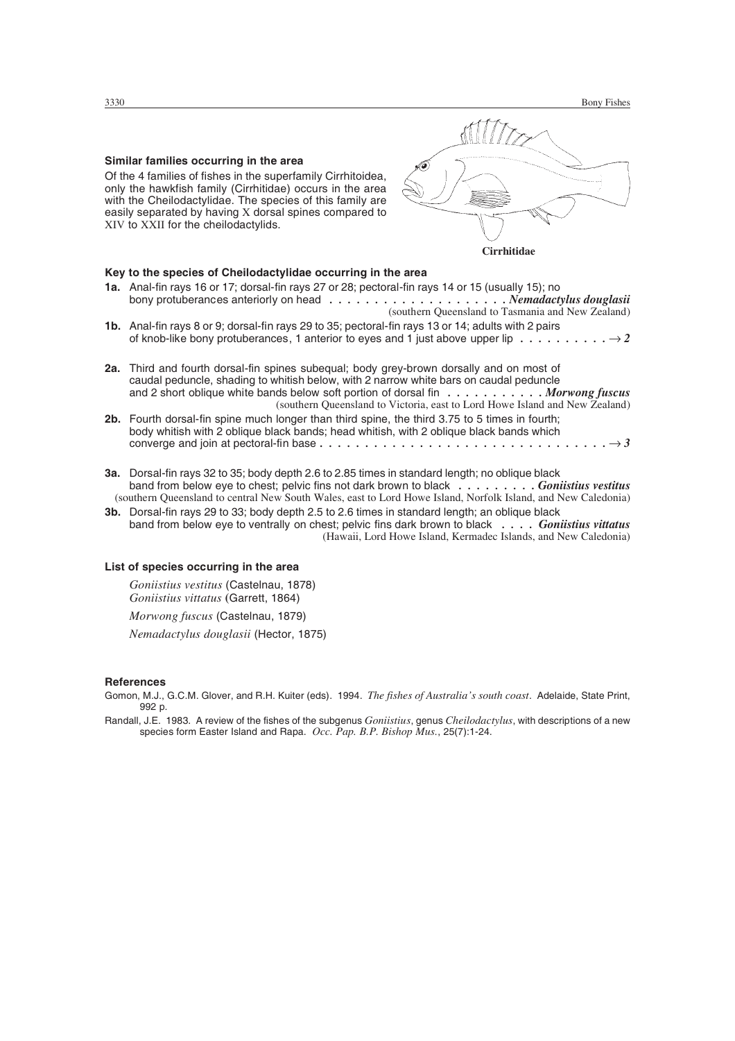**Similar families occurring in the area**

Of the 4 families of fishes in the superfamily Cirrhitoidea, only the hawkfish family (Cirrhitidae) occurs in the area with the Cheilodactylidae. The species of this family are easily separated by having X dorsal spines compared to XIV to XXII for the cheilodactylids.

**Cirrhitidae**

**Key to the species of Cheilodactylidae occurring in the area**

**1a.** Anal-fin rays 16 or 17; dorsal-fin rays 27 or 28; pectoral-fin rays 14 or 15 (usually 15); no bony protuberances anteriorly on head . . . . . . . . . . . . . . . . . . . . ***Nemadactylus douglasii***
(southern Queensland to Tasmania and New Zealand)

**1b.** Anal-fin rays 8 or 9; dorsal-fin rays 29 to 35; pectoral-fin rays 13 or 14; adults with 2 pairs of knob-like bony protuberances, 1 anterior to eyes and 1 just above upper lip . . . . . . . . . . → ***2***

**2a.** Third and fourth dorsal-fin spines subequal; body grey-brown dorsally and on most of caudal peduncle, shading to whitish below, with 2 narrow white bars on caudal peduncle and 2 short oblique white bands below soft portion of dorsal fin . . . . . . . . . . . ***Morwong fuscus***
(southern Queensland to Victoria, east to Lord Howe Island and New Zealand)

**2b.** Fourth dorsal-fin spine much longer than third spine, the third 3.75 to 5 times in fourth; body whitish with 2 oblique black bands; head whitish, with 2 oblique black bands which converge and join at pectoral-fin base . . . . . . . . . . . . . . . . . . . . . . . . . . . . . . . . → ***3***

**3a.** Dorsal-fin rays 32 to 35; body depth 2.6 to 2.85 times in standard length; no oblique black band from below eye to chest; pelvic fins not dark brown to black . . . . . . . . . ***Goniistius vestitus***
(southern Queensland to central New South Wales, east to Lord Howe Island, Norfolk Island, and New Caledonia)

**3b.** Dorsal-fin rays 29 to 33; body depth 2.5 to 2.6 times in standard length; an oblique black band from below eye to ventrally on chest; pelvic fins dark brown to black . . . . ***Goniistius vittatus***
(Hawaii, Lord Howe Island, Kermadec Islands, and New Caledonia)

**List of species occurring in the area**

*Goniistius vestitus* (Castelnau, 1878)
*Goniistius vittatus* (Garrett, 1864)

*Morwong fuscus* (Castelnau, 1879)

*Nemadactylus douglasii* (Hector, 1875)

**References**

Gomon, M.J., G.C.M. Glover, and R.H. Kuiter (eds). 1994. *The fishes of Australia's south coast*. Adelaide, State Print, 992 p.

Randall, J.E. 1983. A review of the fishes of the subgenus *Goniistius*, genus *Cheilodactylus*, with descriptions of a new species form Easter Island and Rapa. *Occ. Pap. B.P. Bishop Mus.*, 25(7):1-24.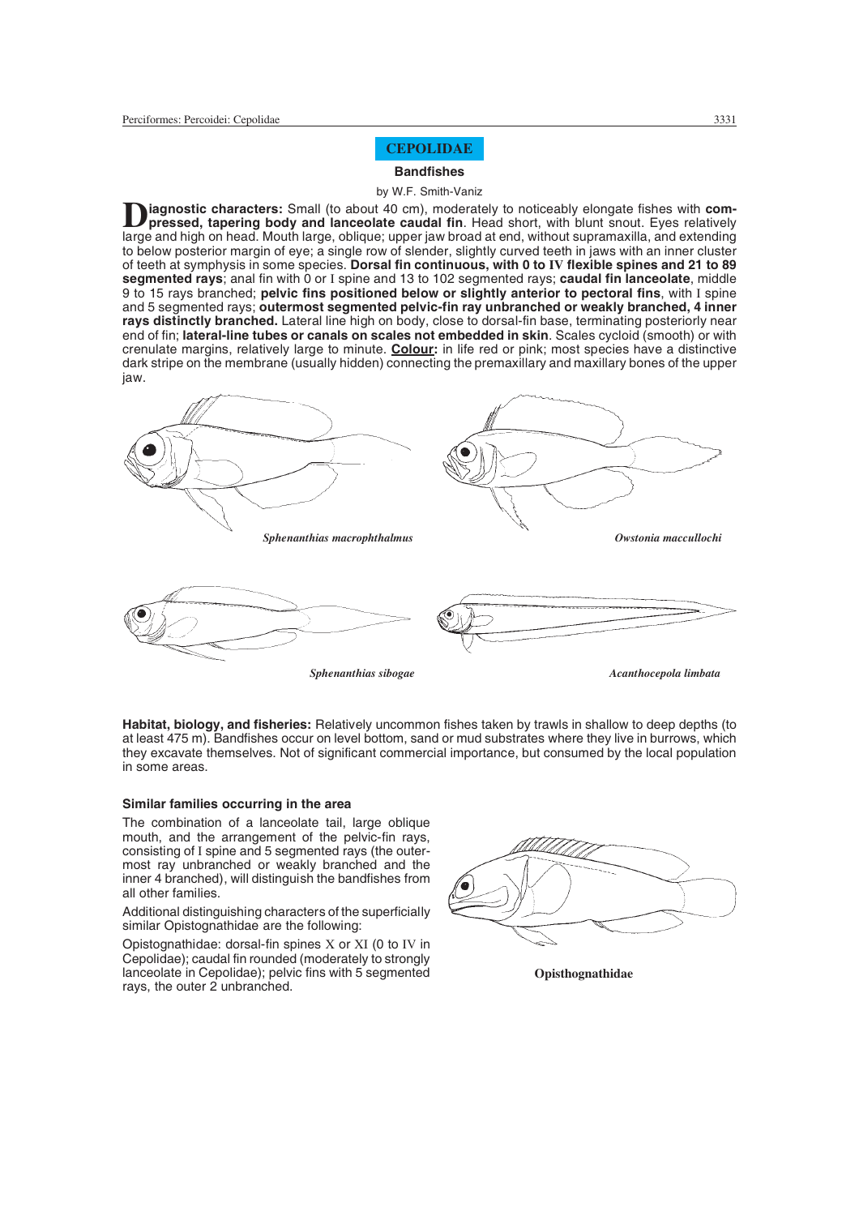## CEPOLIDAE

### Bandfishes

by W.F. Smith-Vaniz

**Diagnostic characters:** Small (to about 40 cm), moderately to noticeably elongate fishes with **compressed, tapering body and lanceolate caudal fin**. Head short, with blunt snout. Eyes relatively large and high on head. Mouth large, oblique; upper jaw broad at end, without supramaxilla, and extending to below posterior margin of eye; a single row of slender, slightly curved teeth in jaws with an inner cluster of teeth at symphysis in some species. **Dorsal fin continuous, with 0 to IV flexible spines and 21 to 89 segmented rays**; anal fin with 0 or I spine and 13 to 102 segmented rays; **caudal fin lanceolate**, middle 9 to 15 rays branched; **pelvic fins positioned below or slightly anterior to pectoral fins**, with I spine and 5 segmented rays; **outermost segmented pelvic-fin ray unbranched or weakly branched, 4 inner rays distinctly branched.** Lateral line high on body, close to dorsal-fin base, terminating posteriorly near end of fin; **lateral-line tubes or canals on scales not embedded in skin**. Scales cycloid (smooth) or with crenulate margins, relatively large to minute. **Colour:** in life red or pink; most species have a distinctive dark stripe on the membrane (usually hidden) connecting the premaxillary and maxillary bones of the upper jaw.

*Sphenanthias macrophthalmus*

*Owstonia maccullochi*

*Sphenanthias sibogae*

*Acanthocepola limbata*

**Habitat, biology, and fisheries:** Relatively uncommon fishes taken by trawls in shallow to deep depths (to at least 475 m). Bandfishes occur on level bottom, sand or mud substrates where they live in burrows, which they excavate themselves. Not of significant commercial importance, but consumed by the local population in some areas.

#### Similar families occurring in the area

The combination of a lanceolate tail, large oblique mouth, and the arrangement of the pelvic-fin rays, consisting of I spine and 5 segmented rays (the outermost ray unbranched or weakly branched and the inner 4 branched), will distinguish the bandfishes from all other families.

Additional distinguishing characters of the superficially similar Opistognathidae are the following:

Opistognathidae: dorsal-fin spines X or XI (0 to IV in Cepolidae); caudal fin rounded (moderately to strongly lanceolate in Cepolidae); pelvic fins with 5 segmented rays, the outer 2 unbranched.

**Opisthognathidae**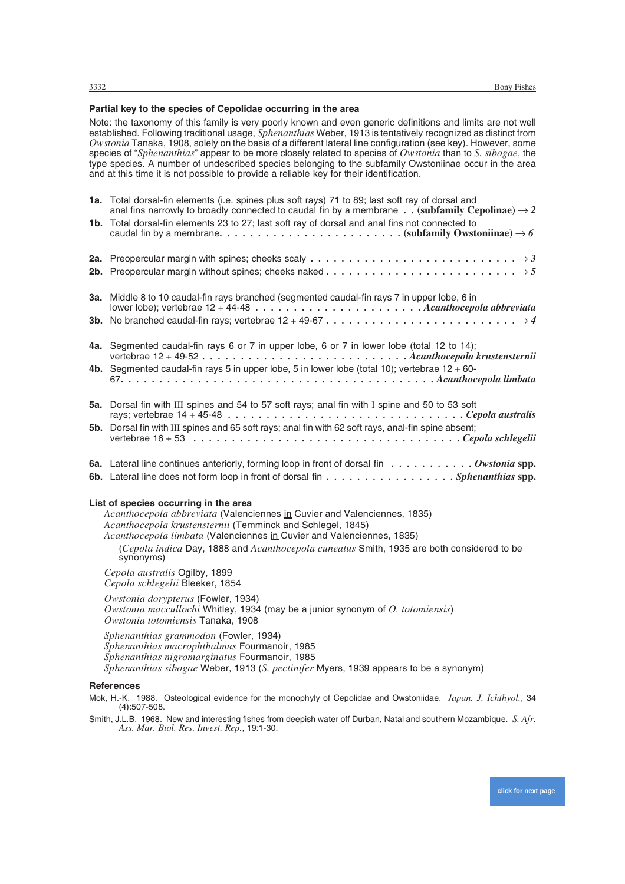### Partial key to the species of Cepolidae occurring in the area

Note: the taxonomy of this family is very poorly known and even generic definitions and limits are not well established. Following traditional usage, *Sphenanthias* Weber, 1913 is tentatively recognized as distinct from *Owstonia* Tanaka, 1908, solely on the basis of a different lateral line configuration (see key). However, some species of "*Sphenanthias*" appear to be more closely related to species of *Owstonia* than to *S. sibogae*, the type species. A number of undescribed species belonging to the subfamily Owstoniinae occur in the area and at this time it is not possible to provide a reliable key for their identification.

**1a.** Total dorsal-fin elements (i.e. spines plus soft rays) 71 to 89; last soft ray of dorsal and anal fins narrowly to broadly connected to caudal fin by a membrane . . **(subfamily Cepolinae)** → *2*

**1b.** Total dorsal-fin elements 23 to 27; last soft ray of dorsal and anal fins not connected to caudal fin by a membrane. . . . . . . . . . . . . . . . . . . . . . . . **(subfamily Owstoniinae)** → *6*

**2a.** Preopercular margin with spines; cheeks scaly . . . . . . . . . . . . . . . . . . . . . . . . . . . → *3*

**2b.** Preopercular margin without spines; cheeks naked . . . . . . . . . . . . . . . . . . . . . . . . → *5*

**3a.** Middle 8 to 10 caudal-fin rays branched (segmented caudal-fin rays 7 in upper lobe, 6 in lower lobe); vertebrae 12 + 44-48 . . . . . . . . . . . . . . . . . . . . . . ***Acanthocepola abbreviata***

**3b.** No branched caudal-fin rays; vertebrae 12 + 49-67 . . . . . . . . . . . . . . . . . . . . . . . . . → *4*

**4a.** Segmented caudal-fin rays 6 or 7 in upper lobe, 6 or 7 in lower lobe (total 12 to 14); vertebrae 12 + 49-52 . . . . . . . . . . . . . . . . . . . . . . . . . . . ***Acanthocepola krustensternii***

**4b.** Segmented caudal-fin rays 5 in upper lobe, 5 in lower lobe (total 10); vertebrae 12 + 60-67. . . . . . . . . . . . . . . . . . . . . . . . . . . . . . . . . . . . . . . . . . ***Acanthocepola limbata***

**5a.** Dorsal fin with III spines and 54 to 57 soft rays; anal fin with I spine and 50 to 53 soft rays; vertebrae 14 + 45-48 . . . . . . . . . . . . . . . . . . . . . . . . . . . . . . . ***Cepola australis***

**5b.** Dorsal fin with III spines and 65 soft rays; anal fin with 62 soft rays, anal-fin spine absent; vertebrae 16 + 53 . . . . . . . . . . . . . . . . . . . . . . . . . . . . . . . . . . . . ***Cepola schlegelii***

**6a.** Lateral line continues anteriorly, forming loop in front of dorsal fin . . . . . . . . . . . ***Owstonia* spp.**

**6b.** Lateral line does not form loop in front of dorsal fin . . . . . . . . . . . . . . . . . ***Sphenanthias* spp.**

### List of species occurring in the area

*Acanthocepola abbreviata* (Valenciennes in Cuvier and Valenciennes, 1835)
*Acanthocepola krustensternii* (Temminck and Schlegel, 1845)
*Acanthocepola limbata* (Valenciennes in Cuvier and Valenciennes, 1835)
(*Cepola indica* Day, 1888 and *Acanthocepola cuneatus* Smith, 1935 are both considered to be synonyms)

*Cepola australis* Ogilby, 1899
*Cepola schlegelii* Bleeker, 1854

*Owstonia dorypterus* (Fowler, 1934)
*Owstonia maccullochi* Whitley, 1934 (may be a junior synonym of *O. totomiensis*)
*Owstonia totomiensis* Tanaka, 1908

*Sphenanthias grammodon* (Fowler, 1934)
*Sphenanthias macrophthalmus* Fourmanoir, 1985
*Sphenanthias nigromarginatus* Fourmanoir, 1985
*Sphenanthias sibogae* Weber, 1913 (*S. pectinifer* Myers, 1939 appears to be a synonym)

### References

Mok, H.-K. 1988. Osteological evidence for the monophyly of Cepolidae and Owstoniidae. *Japan. J. Ichthyol.*, 34 (4):507-508.

Smith, J.L.B. 1968. New and interesting fishes from deepish water off Durban, Natal and southern Mozambique. *S. Afr. Ass. Mar. Biol. Res. Invest. Rep.*, 19:1-30.